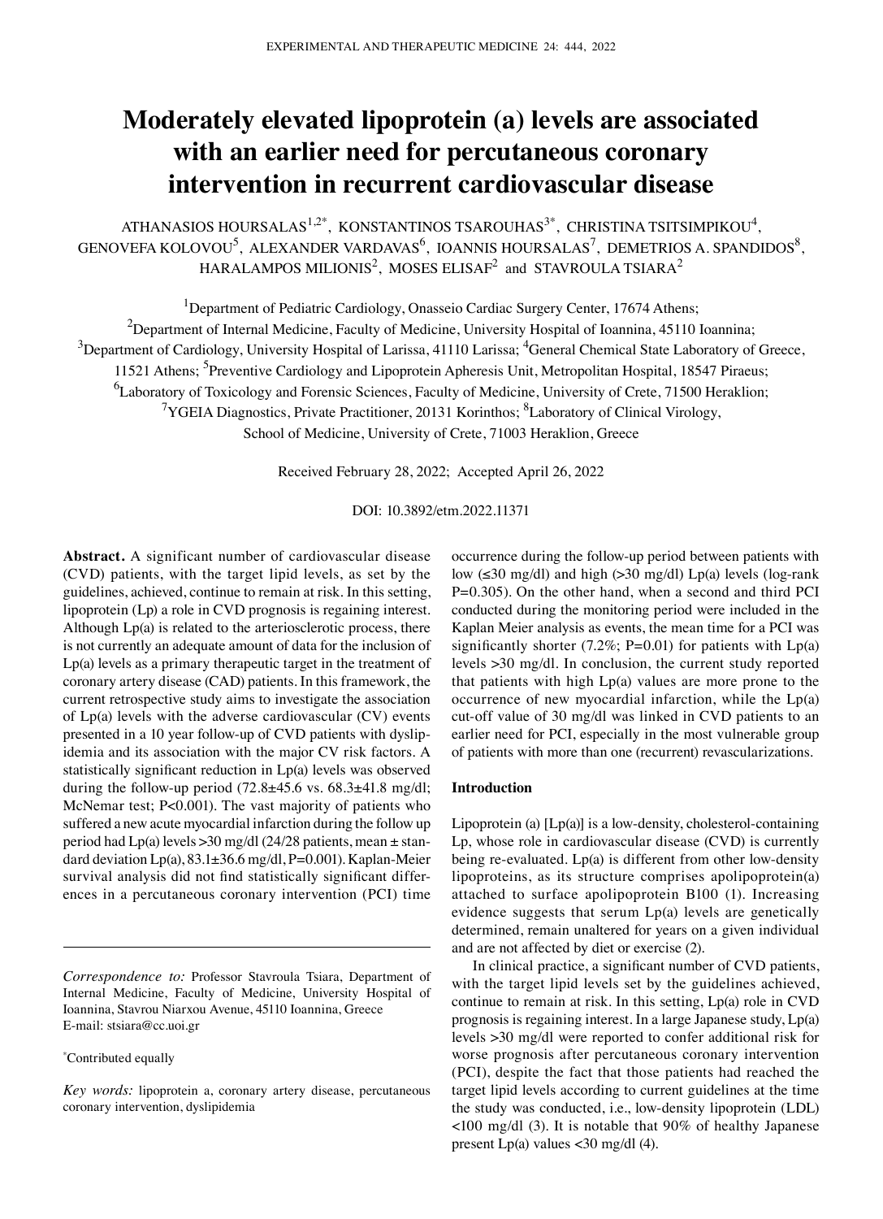# Moderately elevated lipoprotein (a) levels are associated with an earlier need for percutaneous coronary intervention in recurrent cardiovascular disease

ATHANASIOS HOURSALAS[1,2*], KONSTANTINOS TSAROUHAS[3*], CHRISTINA TSITSIMPIKOU[4], GENOVEFA KOLOVOU[5], ALEXANDER VARDAVAS[6], IOANNIS HOURSALAS[7], DEMETRIOS A. SPANDIDOS[8], HARALAMPOS MILIONIS[2], MOSES ELISAF[2] and STAVROULA TSIARA[2]

[1]Department of Pediatric Cardiology, Onasseio Cardiac Surgery Center, 17674 Athens; [2]Department of Internal Medicine, Faculty of Medicine, University Hospital of Ioannina, 45110 Ioannina; [3]Department of Cardiology, University Hospital of Larissa, 41110 Larissa; [4]General Chemical State Laboratory of Greece, 11521 Athens; [5]Preventive Cardiology and Lipoprotein Apheresis Unit, Metropolitan Hospital, 18547 Piraeus; [6]Laboratory of Toxicology and Forensic Sciences, Faculty of Medicine, University of Crete, 71500 Heraklion; [7]YGEIA Diagnostics, Private Practitioner, 20131 Korinthos; [8]Laboratory of Clinical Virology, School of Medicine, University of Crete, 71003 Heraklion, Greece

Received February 28, 2022; Accepted April 26, 2022

DOI: 10.3892/etm.2022.11371

**Abstract.** A significant number of cardiovascular disease (CVD) patients, with the target lipid levels, as set by the guidelines, achieved, continue to remain at risk. In this setting, lipoprotein (Lp) a role in CVD prognosis is regaining interest. Although Lp(a) is related to the arteriosclerotic process, there is not currently an adequate amount of data for the inclusion of Lp(a) levels as a primary therapeutic target in the treatment of coronary artery disease (CAD) patients. In this framework, the current retrospective study aims to investigate the association of Lp(a) levels with the adverse cardiovascular (CV) events presented in a 10 year follow-up of CVD patients with dyslipidemia and its association with the major CV risk factors. A statistically significant reduction in Lp(a) levels was observed during the follow-up period (72.8±45.6 vs. 68.3±41.8 mg/dl; McNemar test; P<0.001). The vast majority of patients who suffered a new acute myocardial infarction during the follow up period had Lp(a) levels >30 mg/dl (24/28 patients, mean ± standard deviation Lp(a), 83.1±36.6 mg/dl, P=0.001). Kaplan-Meier survival analysis did not find statistically significant differences in a percutaneous coronary intervention (PCI) time occurrence during the follow-up period between patients with low (≤30 mg/dl) and high (>30 mg/dl) Lp(a) levels (log-rank P=0.305). On the other hand, when a second and third PCI conducted during the monitoring period were included in the Kaplan Meier analysis as events, the mean time for a PCI was significantly shorter (7.2%; P=0.01) for patients with Lp(a) levels >30 mg/dl. In conclusion, the current study reported that patients with high Lp(a) values are more prone to the occurrence of new myocardial infarction, while the Lp(a) cut-off value of 30 mg/dl was linked in CVD patients to an earlier need for PCI, especially in the most vulnerable group of patients with more than one (recurrent) revascularizations.

*Correspondence to:* Professor Stavroula Tsiara, Department of Internal Medicine, Faculty of Medicine, University Hospital of Ioannina, Stavrou Niarxou Avenue, 45110 Ioannina, Greece
E-mail: stsiara@cc.uoi.gr

*Contributed equally

*Key words:* lipoprotein a, coronary artery disease, percutaneous coronary intervention, dyslipidemia

## Introduction

Lipoprotein (a) [Lp(a)] is a low-density, cholesterol-containing Lp, whose role in cardiovascular disease (CVD) is currently being re-evaluated. Lp(a) is different from other low-density lipoproteins, as its structure comprises apolipoprotein(a) attached to surface apolipoprotein B100 (1). Increasing evidence suggests that serum Lp(a) levels are genetically determined, remain unaltered for years on a given individual and are not affected by diet or exercise (2).

In clinical practice, a significant number of CVD patients, with the target lipid levels set by the guidelines achieved, continue to remain at risk. In this setting, Lp(a) role in CVD prognosis is regaining interest. In a large Japanese study, Lp(a) levels >30 mg/dl were reported to confer additional risk for worse prognosis after percutaneous coronary intervention (PCI), despite the fact that those patients had reached the target lipid levels according to current guidelines at the time the study was conducted, i.e., low-density lipoprotein (LDL) <100 mg/dl (3). It is notable that 90% of healthy Japanese present Lp(a) values <30 mg/dl (4).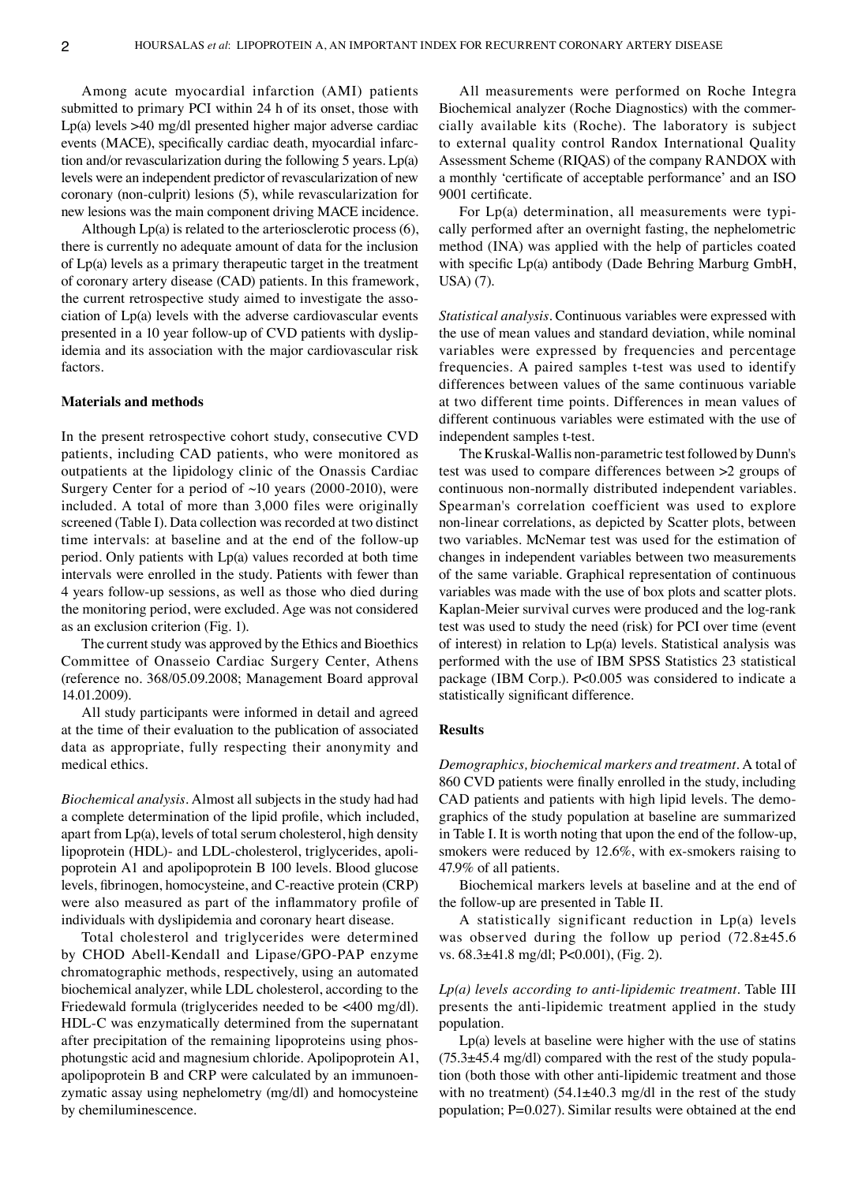Among acute myocardial infarction (AMI) patients submitted to primary PCI within 24 h of its onset, those with Lp(a) levels >40 mg/dl presented higher major adverse cardiac events (MACE), specifically cardiac death, myocardial infarction and/or revascularization during the following 5 years. Lp(a) levels were an independent predictor of revascularization of new coronary (non-culprit) lesions (5), while revascularization for new lesions was the main component driving MACE incidence.

Although Lp(a) is related to the arteriosclerotic process (6), there is currently no adequate amount of data for the inclusion of Lp(a) levels as a primary therapeutic target in the treatment of coronary artery disease (CAD) patients. In this framework, the current retrospective study aimed to investigate the association of Lp(a) levels with the adverse cardiovascular events presented in a 10 year follow-up of CVD patients with dyslipidemia and its association with the major cardiovascular risk factors.

## Materials and methods

In the present retrospective cohort study, consecutive CVD patients, including CAD patients, who were monitored as outpatients at the lipidology clinic of the Onassis Cardiac Surgery Center for a period of ~10 years (2000-2010), were included. A total of more than 3,000 files were originally screened (Table I). Data collection was recorded at two distinct time intervals: at baseline and at the end of the follow-up period. Only patients with Lp(a) values recorded at both time intervals were enrolled in the study. Patients with fewer than 4 years follow-up sessions, as well as those who died during the monitoring period, were excluded. Age was not considered as an exclusion criterion (Fig. 1).

The current study was approved by the Ethics and Bioethics Committee of Onasseio Cardiac Surgery Center, Athens (reference no. 368/05.09.2008; Management Board approval 14.01.2009).

All study participants were informed in detail and agreed at the time of their evaluation to the publication of associated data as appropriate, fully respecting their anonymity and medical ethics.

*Biochemical analysis*. Almost all subjects in the study had had a complete determination of the lipid profile, which included, apart from Lp(a), levels of total serum cholesterol, high density lipoprotein (HDL)- and LDL-cholesterol, triglycerides, apolipoprotein A1 and apolipoprotein B 100 levels. Blood glucose levels, fibrinogen, homocysteine, and C-reactive protein (CRP) were also measured as part of the inflammatory profile of individuals with dyslipidemia and coronary heart disease.

Total cholesterol and triglycerides were determined by CHOD Abell-Kendall and Lipase/GPO-PAP enzyme chromatographic methods, respectively, using an automated biochemical analyzer, while LDL cholesterol, according to the Friedewald formula (triglycerides needed to be <400 mg/dl). HDL-C was enzymatically determined from the supernatant after precipitation of the remaining lipoproteins using phosphotungstic acid and magnesium chloride. Apolipoprotein A1, apolipoprotein B and CRP were calculated by an immunoenzymatic assay using nephelometry (mg/dl) and homocysteine by chemiluminescence.

All measurements were performed on Roche Integra Biochemical analyzer (Roche Diagnostics) with the commercially available kits (Roche). The laboratory is subject to external quality control Randox International Quality Assessment Scheme (RIQAS) of the company RANDOX with a monthly 'certificate of acceptable performance' and an ISO 9001 certificate.

For Lp(a) determination, all measurements were typically performed after an overnight fasting, the nephelometric method (INA) was applied with the help of particles coated with specific Lp(a) antibody (Dade Behring Marburg GmbH, USA) (7).

*Statistical analysis*. Continuous variables were expressed with the use of mean values and standard deviation, while nominal variables were expressed by frequencies and percentage frequencies. A paired samples t-test was used to identify differences between values of the same continuous variable at two different time points. Differences in mean values of different continuous variables were estimated with the use of independent samples t-test.

The Kruskal-Wallis non-parametric test followed by Dunn's test was used to compare differences between >2 groups of continuous non-normally distributed independent variables. Spearman's correlation coefficient was used to explore non-linear correlations, as depicted by Scatter plots, between two variables. McNemar test was used for the estimation of changes in independent variables between two measurements of the same variable. Graphical representation of continuous variables was made with the use of box plots and scatter plots. Kaplan-Meier survival curves were produced and the log-rank test was used to study the need (risk) for PCI over time (event of interest) in relation to Lp(a) levels. Statistical analysis was performed with the use of IBM SPSS Statistics 23 statistical package (IBM Corp.). $P<0.005$ was considered to indicate a statistically significant difference.

## Results

*Demographics, biochemical markers and treatment*. A total of 860 CVD patients were finally enrolled in the study, including CAD patients and patients with high lipid levels. The demographics of the study population at baseline are summarized in Table I. It is worth noting that upon the end of the follow-up, smokers were reduced by 12.6%, with ex-smokers raising to 47.9% of all patients.

Biochemical markers levels at baseline and at the end of the follow-up are presented in Table II.

A statistically significant reduction in Lp(a) levels was observed during the follow up period (72.8±45.6 vs. 68.3±41.8 mg/dl; $P<0.001$), (Fig. 2).

*Lp(a) levels according to anti-lipidemic treatment*. Table III presents the anti-lipidemic treatment applied in the study population.

Lp(a) levels at baseline were higher with the use of statins (75.3±45.4 mg/dl) compared with the rest of the study population (both those with other anti-lipidemic treatment and those with no treatment) (54.1±40.3 mg/dl in the rest of the study population; P=0.027). Similar results were obtained at the end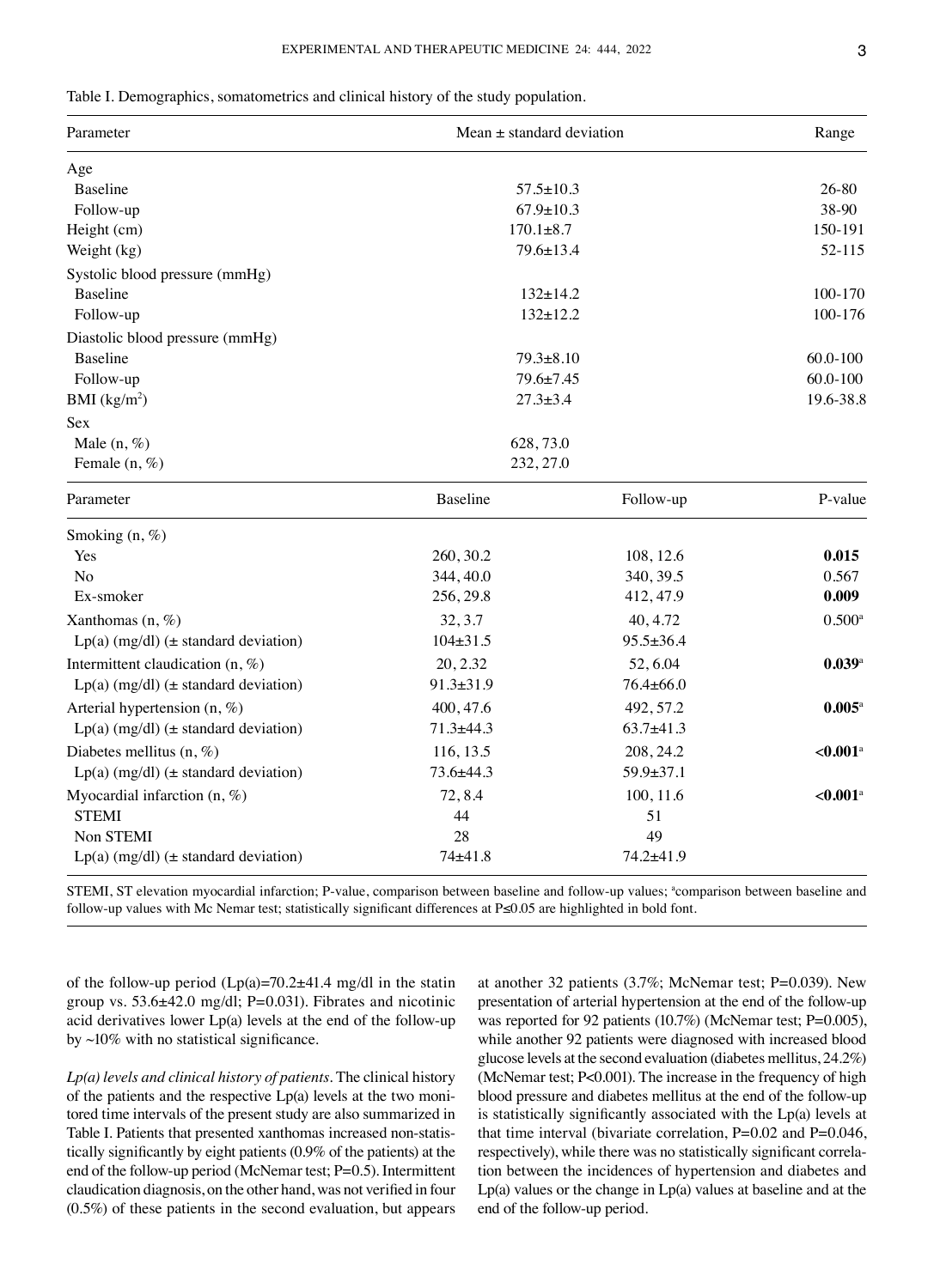Table I. Demographics, somatometrics and clinical history of the study population.

| Parameter | Mean ± standard deviation | | Range |
|---|---|---|---|
| Age | | | |
| Baseline | 57.5±10.3 | | 26-80 |
| Follow-up | 67.9±10.3 | | 38-90 |
| Height (cm) | 170.1±8.7 | | 150-191 |
| Weight (kg) | 79.6±13.4 | | 52-115 |
| Systolic blood pressure (mmHg) | | | |
| Baseline | 132±14.2 | | 100-170 |
| Follow-up | 132±12.2 | | 100-176 |
| Diastolic blood pressure (mmHg) | | | |
| Baseline | 79.3±8.10 | | 60.0-100 |
| Follow-up | 79.6±7.45 | | 60.0-100 |
| BMI (kg/m$^2$) | 27.3±3.4 | | 19.6-38.8 |
| Sex | | | |
| Male (n, %) | 628, 73.0 | | |
| Female (n, %) | 232, 27.0 | | |
| **Parameter** | **Baseline** | **Follow-up** | **P-value** |
| Smoking (n, %) | | | |
| Yes | 260, 30.2 | 108, 12.6 | **0.015** |
| No | 344, 40.0 | 340, 39.5 | 0.567 |
| Ex-smoker | 256, 29.8 | 412, 47.9 | **0.009** |
| Xanthomas (n, %) | 32, 3.7 | 40, 4.72 | 0.500[a] |
| Lp(a) (mg/dl) (± standard deviation) | 104±31.5 | 95.5±36.4 | |
| Intermittent claudication (n, %) | 20, 2.32 | 52, 6.04 | **0.039**[a] |
| Lp(a) (mg/dl) (± standard deviation) | 91.3±31.9 | 76.4±66.0 | |
| Arterial hypertension (n, %) | 400, 47.6 | 492, 57.2 | **0.005**[a] |
| Lp(a) (mg/dl) (± standard deviation) | 71.3±44.3 | 63.7±41.3 | |
| Diabetes mellitus (n, %) | 116, 13.5 | 208, 24.2 | **<0.001**[a] |
| Lp(a) (mg/dl) (± standard deviation) | 73.6±44.3 | 59.9±37.1 | |
| Myocardial infarction (n, %) | 72, 8.4 | 100, 11.6 | **<0.001**[a] |
| STEMI | 44 | 51 | |
| Non STEMI | 28 | 49 | |
| Lp(a) (mg/dl) (± standard deviation) | 74±41.8 | 74.2±41.9 | |

STEMI, ST elevation myocardial infarction; P-value, comparison between baseline and follow-up values; [a]comparison between baseline and follow-up values with Mc Nemar test; statistically significant differences at P≤0.05 are highlighted in bold font.

of the follow-up period (Lp(a)=70.2±41.4 mg/dl in the statin group vs. 53.6±42.0 mg/dl; P=0.031). Fibrates and nicotinic acid derivatives lower Lp(a) levels at the end of the follow-up by ~10% with no statistical significance.

*Lp(a) levels and clinical history of patients.* The clinical history of the patients and the respective Lp(a) levels at the two monitored time intervals of the present study are also summarized in Table I. Patients that presented xanthomas increased non-statistically significantly by eight patients (0.9% of the patients) at the end of the follow-up period (McNemar test; P=0.5). Intermittent claudication diagnosis, on the other hand, was not verified in four (0.5%) of these patients in the second evaluation, but appears at another 32 patients (3.7%; McNemar test; P=0.039). New presentation of arterial hypertension at the end of the follow-up was reported for 92 patients (10.7%) (McNemar test; P=0.005), while another 92 patients were diagnosed with increased blood glucose levels at the second evaluation (diabetes mellitus, 24.2%) (McNemar test; P<0.001). The increase in the frequency of high blood pressure and diabetes mellitus at the end of the follow-up is statistically significantly associated with the Lp(a) levels at that time interval (bivariate correlation, P=0.02 and P=0.046, respectively), while there was no statistically significant correlation between the incidences of hypertension and diabetes and Lp(a) values or the change in Lp(a) values at baseline and at the end of the follow-up period.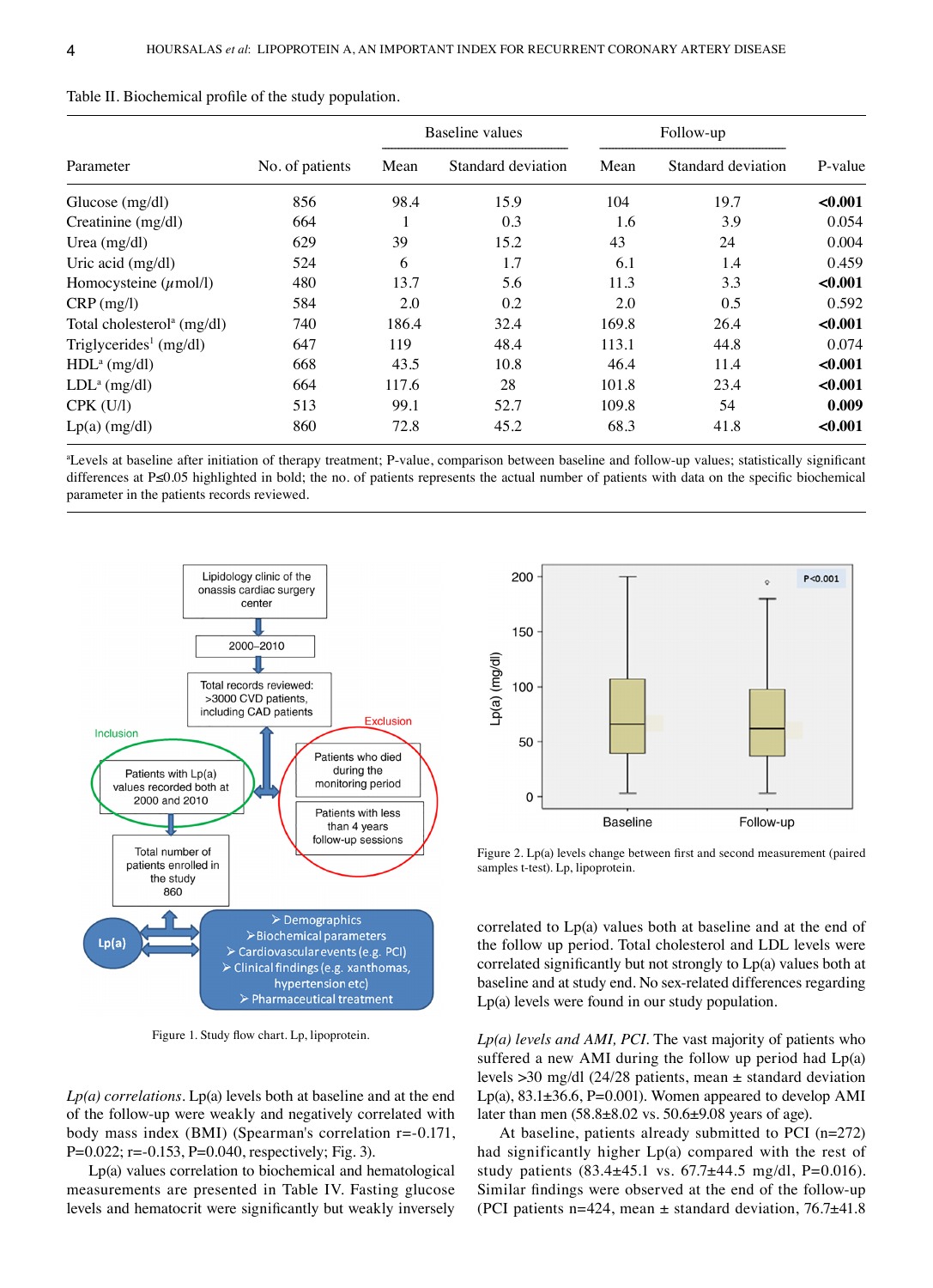Table II. Biochemical profile of the study population.

| Parameter | No. of patients | Baseline values | | Follow-up | | P-value |
|---|---|---|---|---|---|---|
| | | Mean | Standard deviation | Mean | Standard deviation | |
| Glucose (mg/dl) | 856 | 98.4 | 15.9 | 104 | 19.7 | **<0.001** |
| Creatinine (mg/dl) | 664 | 1 | 0.3 | 1.6 | 3.9 | 0.054 |
| Urea (mg/dl) | 629 | 39 | 15.2 | 43 | 24 | 0.004 |
| Uric acid (mg/dl) | 524 | 6 | 1.7 | 6.1 | 1.4 | 0.459 |
| Homocysteine (μmol/l) | 480 | 13.7 | 5.6 | 11.3 | 3.3 | **<0.001** |
| CRP (mg/l) | 584 | 2.0 | 0.2 | 2.0 | 0.5 | 0.592 |
| Total cholesterol[a] (mg/dl) | 740 | 186.4 | 32.4 | 169.8 | 26.4 | **<0.001** |
| Triglycerides[1] (mg/dl) | 647 | 119 | 48.4 | 113.1 | 44.8 | 0.074 |
| HDL[a] (mg/dl) | 668 | 43.5 | 10.8 | 46.4 | 11.4 | **<0.001** |
| LDL[a] (mg/dl) | 664 | 117.6 | 28 | 101.8 | 23.4 | **<0.001** |
| CPK (U/l) | 513 | 99.1 | 52.7 | 109.8 | 54 | **0.009** |
| Lp(a) (mg/dl) | 860 | 72.8 | 45.2 | 68.3 | 41.8 | **<0.001** |

[a]Levels at baseline after initiation of therapy treatment; P-value, comparison between baseline and follow-up values; statistically significant differences at P≤0.05 highlighted in bold; the no. of patients represents the actual number of patients with data on the specific biochemical parameter in the patients records reviewed.

Figure 1. Study flow chart. Lp, lipoprotein.

Figure 2. Lp(a) levels change between first and second measurement (paired samples t-test). Lp, lipoprotein.

*Lp(a) correlations*. Lp(a) levels both at baseline and at the end of the follow-up were weakly and negatively correlated with body mass index (BMI) (Spearman's correlation r=-0.171, P=0.022; r=-0.153, P=0.040, respectively; Fig. 3).

Lp(a) values correlation to biochemical and hematological measurements are presented in Table IV. Fasting glucose levels and hematocrit were significantly but weakly inversely correlated to Lp(a) values both at baseline and at the end of the follow up period. Total cholesterol and LDL levels were correlated significantly but not strongly to Lp(a) values both at baseline and at study end. No sex-related differences regarding Lp(a) levels were found in our study population.

*Lp(a) levels and AMI, PCI*. The vast majority of patients who suffered a new AMI during the follow up period had Lp(a) levels >30 mg/dl (24/28 patients, mean ± standard deviation Lp(a), 83.1±36.6, P=0.001). Women appeared to develop AMI later than men (58.8±8.02 vs. 50.6±9.08 years of age).

At baseline, patients already submitted to PCI (n=272) had significantly higher Lp(a) compared with the rest of study patients (83.4±45.1 vs. 67.7±44.5 mg/dl, P=0.016). Similar findings were observed at the end of the follow-up (PCI patients n=424, mean ± standard deviation, 76.7±41.8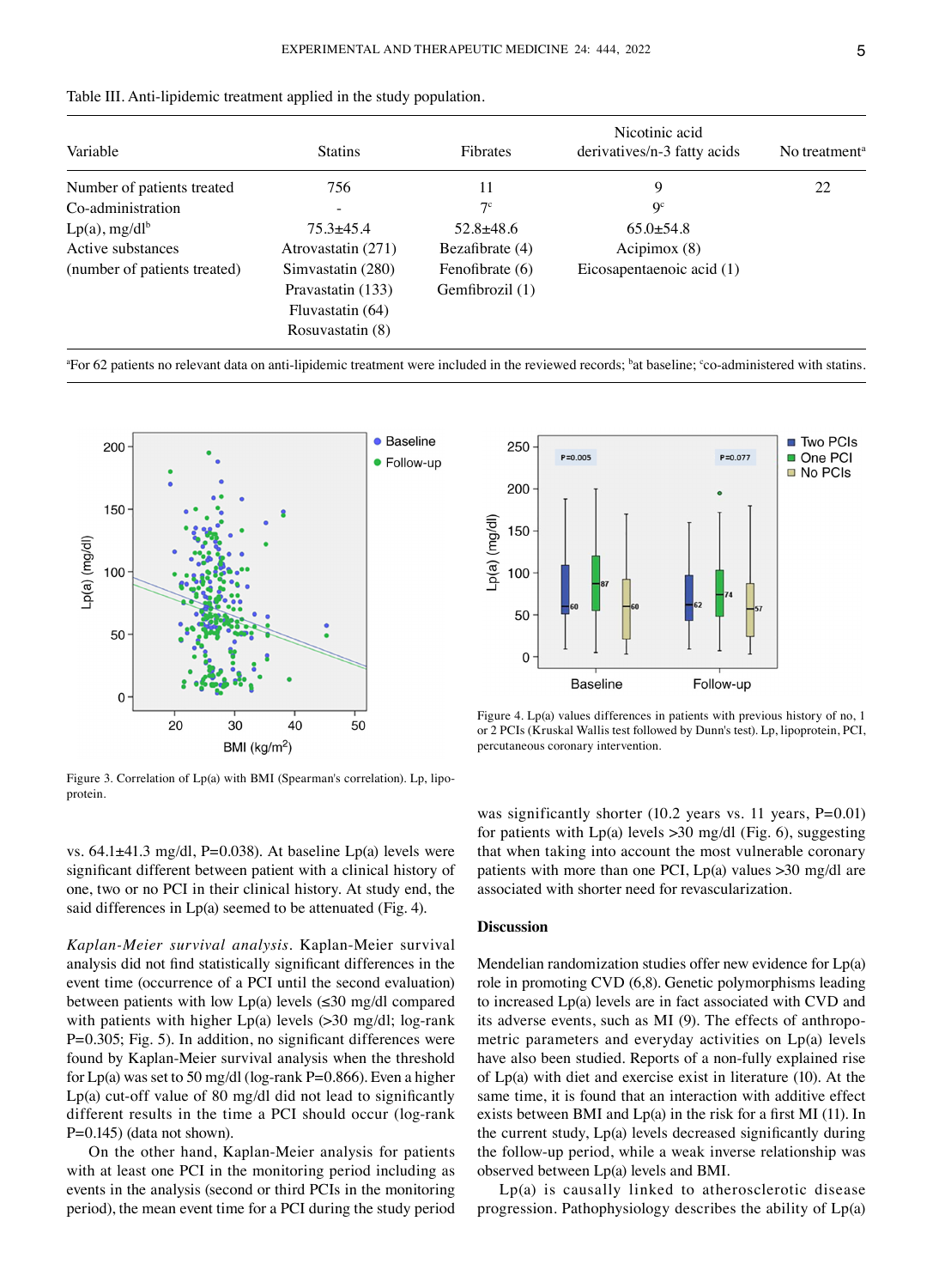Table III. Anti-lipidemic treatment applied in the study population.

| Variable | Statins | Fibrates | Nicotinic acid derivatives/n-3 fatty acids | No treatment[a] |
|---|---|---|---|---|
| Number of patients treated | 756 | 11 | 9 | 22 |
| Co-administration | - | 7[c] | 9[c] | |
| Lp(a), mg/dl[b] | 75.3±45.4 | 52.8±48.6 | 65.0±54.8 | |
| Active substances (number of patients treated) | Atrovastatin (271) | Bezafibrate (4) | Acipimox (8) | |
| | Simvastatin (280) | Fenofibrate (6) | Eicosapentaenoic acid (1) | |
| | Pravastatin (133) | Gemfibrozil (1) | | |
| | Fluvastatin (64) | | | |
| | Rosuvastatin (8) | | | |

[a]For 62 patients no relevant data on anti-lipidemic treatment were included in the reviewed records; [b]at baseline; [c]co-administered with statins.

Figure 3. Correlation of Lp(a) with BMI (Spearman's correlation). Lp, lipoprotein.

Figure 4. Lp(a) values differences in patients with previous history of no, 1 or 2 PCIs (Kruskal Wallis test followed by Dunn's test). Lp, lipoprotein, PCI, percutaneous coronary intervention.

vs. 64.1±41.3 mg/dl, P=0.038). At baseline Lp(a) levels were significant different between patient with a clinical history of one, two or no PCI in their clinical history. At study end, the said differences in Lp(a) seemed to be attenuated (Fig. 4).

*Kaplan-Meier survival analysis.* Kaplan-Meier survival analysis did not find statistically significant differences in the event time (occurrence of a PCI until the second evaluation) between patients with low Lp(a) levels (≤30 mg/dl compared with patients with higher Lp(a) levels (>30 mg/dl; log-rank P=0.305; Fig. 5). In addition, no significant differences were found by Kaplan-Meier survival analysis when the threshold for Lp(a) was set to 50 mg/dl (log-rank P=0.866). Even a higher Lp(a) cut-off value of 80 mg/dl did not lead to significantly different results in the time a PCI should occur (log-rank P=0.145) (data not shown).

On the other hand, Kaplan-Meier analysis for patients with at least one PCI in the monitoring period including as events in the analysis (second or third PCIs in the monitoring period), the mean event time for a PCI during the study period was significantly shorter (10.2 years vs. 11 years, P=0.01) for patients with Lp(a) levels >30 mg/dl (Fig. 6), suggesting that when taking into account the most vulnerable coronary patients with more than one PCI, Lp(a) values >30 mg/dl are associated with shorter need for revascularization.

## Discussion

Mendelian randomization studies offer new evidence for Lp(a) role in promoting CVD (6,8). Genetic polymorphisms leading to increased Lp(a) levels are in fact associated with CVD and its adverse events, such as MI (9). The effects of anthropometric parameters and everyday activities on Lp(a) levels have also been studied. Reports of a non-fully explained rise of Lp(a) with diet and exercise exist in literature (10). At the same time, it is found that an interaction with additive effect exists between BMI and Lp(a) in the risk for a first MI (11). In the current study, Lp(a) levels decreased significantly during the follow-up period, while a weak inverse relationship was observed between Lp(a) levels and BMI.

Lp(a) is causally linked to atherosclerotic disease progression. Pathophysiology describes the ability of Lp(a)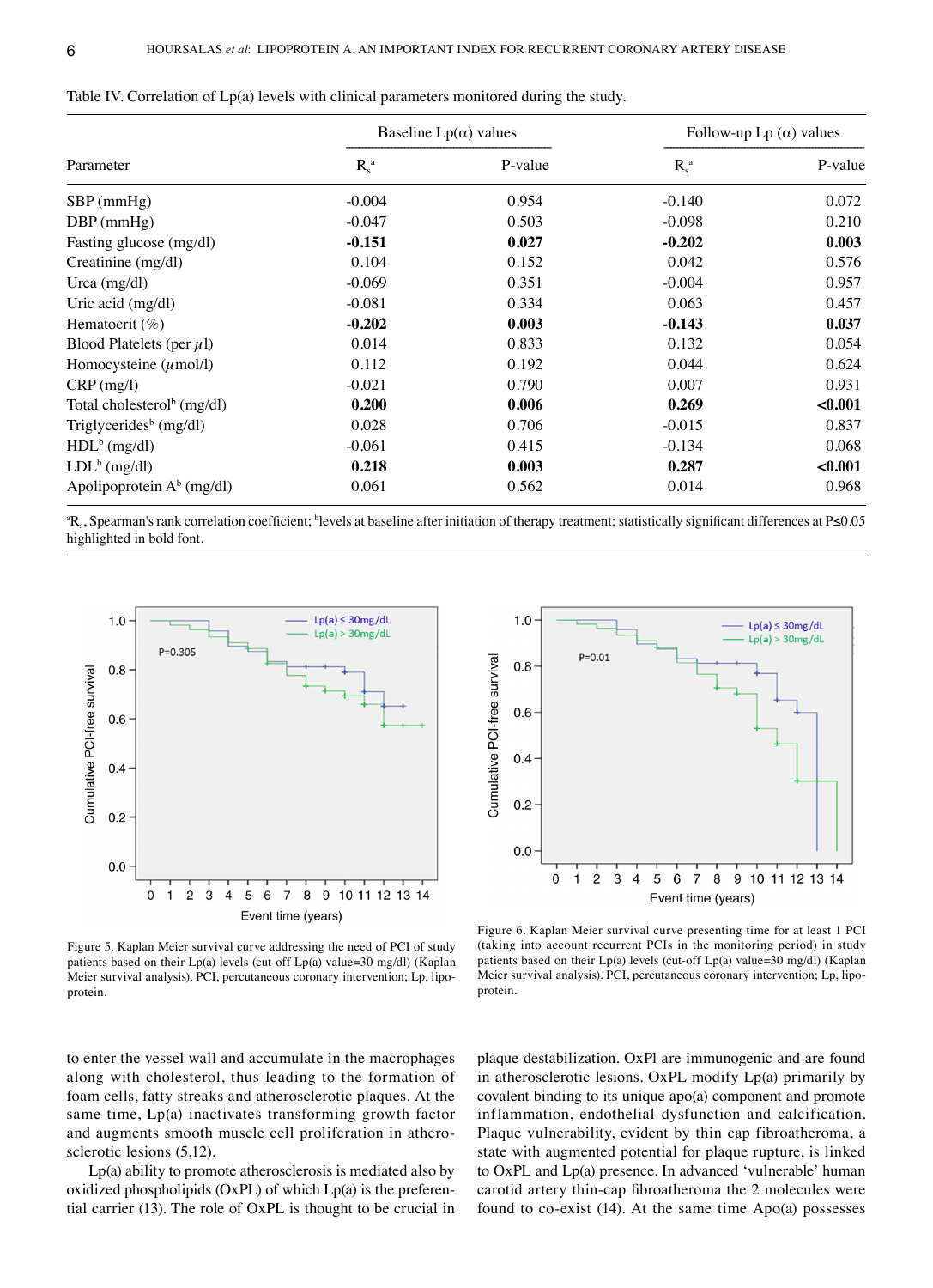Table IV. Correlation of Lp(a) levels with clinical parameters monitored during the study.

| Parameter | Baseline Lp(α) values | | Follow-up Lp (α) values | |
|---|---|---|---|---|
| | $R_s$[a] | P-value | $R_s$[a] | P-value |
| SBP (mmHg) | -0.004 | 0.954 | -0.140 | 0.072 |
| DBP (mmHg) | -0.047 | 0.503 | -0.098 | 0.210 |
| Fasting glucose (mg/dl) | **-0.151** | **0.027** | **-0.202** | **0.003** |
| Creatinine (mg/dl) | 0.104 | 0.152 | 0.042 | 0.576 |
| Urea (mg/dl) | -0.069 | 0.351 | -0.004 | 0.957 |
| Uric acid (mg/dl) | -0.081 | 0.334 | 0.063 | 0.457 |
| Hematocrit (%) | **-0.202** | **0.003** | **-0.143** | **0.037** |
| Blood Platelets (per $\mu$l) | 0.014 | 0.833 | 0.132 | 0.054 |
| Homocysteine ($\mu$mol/l) | 0.112 | 0.192 | 0.044 | 0.624 |
| CRP (mg/l) | -0.021 | 0.790 | 0.007 | 0.931 |
| Total cholesterol[b] (mg/dl) | **0.200** | **0.006** | **0.269** | **<0.001** |
| Triglycerides[b] (mg/dl) | 0.028 | 0.706 | -0.015 | 0.837 |
| HDL[b] (mg/dl) | -0.061 | 0.415 | -0.134 | 0.068 |
| LDL[b] (mg/dl) | **0.218** | **0.003** | **0.287** | **<0.001** |
| Apolipoprotein A[b] (mg/dl) | 0.061 | 0.562 | 0.014 | 0.968 |

[a]$R_s$, Spearman's rank correlation coefficient; [b]levels at baseline after initiation of therapy treatment; statistically significant differences at P≤0.05 highlighted in bold font.

Figure 5. Kaplan Meier survival curve addressing the need of PCI of study patients based on their Lp(a) levels (cut-off Lp(a) value=30 mg/dl) (Kaplan Meier survival analysis). PCI, percutaneous coronary intervention; Lp, lipoprotein.

Figure 6. Kaplan Meier survival curve presenting time for at least 1 PCI (taking into account recurrent PCIs in the monitoring period) in study patients based on their Lp(a) levels (cut-off Lp(a) value=30 mg/dl) (Kaplan Meier survival analysis). PCI, percutaneous coronary intervention; Lp, lipoprotein.

to enter the vessel wall and accumulate in the macrophages along with cholesterol, thus leading to the formation of foam cells, fatty streaks and atherosclerotic plaques. At the same time, Lp(a) inactivates transforming growth factor and augments smooth muscle cell proliferation in atherosclerotic lesions (5,12).

Lp(a) ability to promote atherosclerosis is mediated also by oxidized phospholipids (OxPL) of which Lp(a) is the preferential carrier (13). The role of OxPL is thought to be crucial in plaque destabilization. OxPl are immunogenic and are found in atherosclerotic lesions. OxPL modify Lp(a) primarily by covalent binding to its unique apo(a) component and promote inflammation, endothelial dysfunction and calcification. Plaque vulnerability, evident by thin cap fibroatheroma, a state with augmented potential for plaque rupture, is linked to OxPL and Lp(a) presence. In advanced 'vulnerable' human carotid artery thin-cap fibroatheroma the 2 molecules were found to co-exist (14). At the same time Apo(a) possesses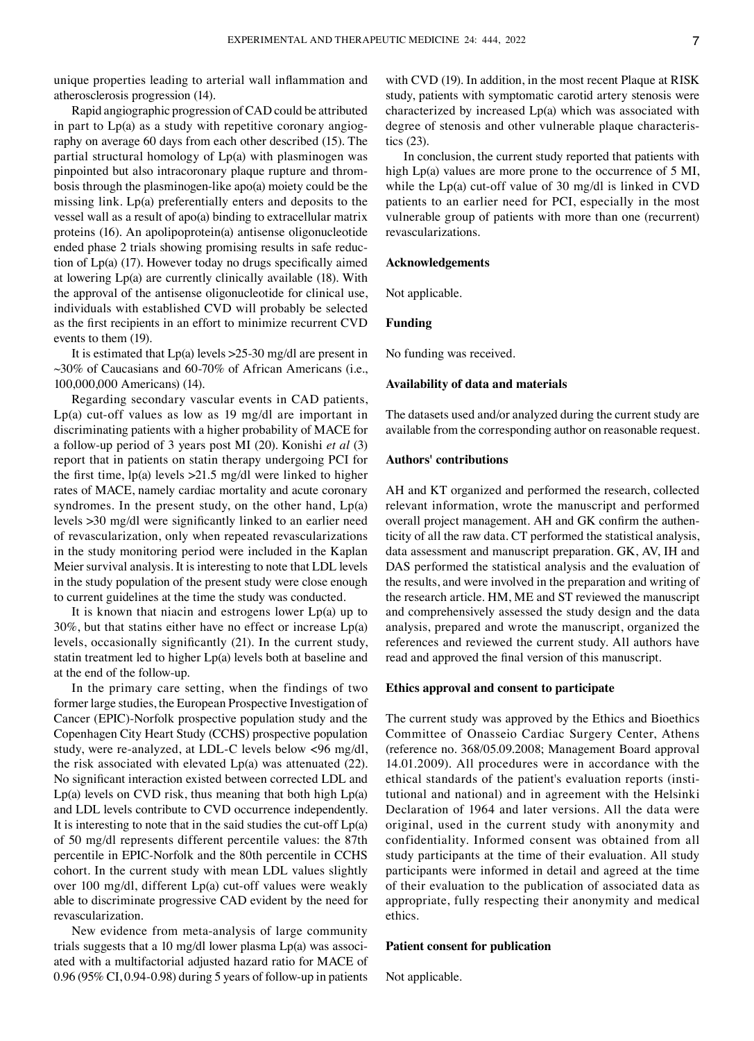unique properties leading to arterial wall inflammation and atherosclerosis progression (14).

Rapid angiographic progression of CAD could be attributed in part to Lp(a) as a study with repetitive coronary angiography on average 60 days from each other described (15). The partial structural homology of Lp(a) with plasminogen was pinpointed but also intracoronary plaque rupture and thrombosis through the plasminogen-like apo(a) moiety could be the missing link. Lp(a) preferentially enters and deposits to the vessel wall as a result of apo(a) binding to extracellular matrix proteins (16). An apolipoprotein(a) antisense oligonucleotide ended phase 2 trials showing promising results in safe reduction of Lp(a) (17). However today no drugs specifically aimed at lowering Lp(a) are currently clinically available (18). With the approval of the antisense oligonucleotide for clinical use, individuals with established CVD will probably be selected as the first recipients in an effort to minimize recurrent CVD events to them (19).

It is estimated that Lp(a) levels >25-30 mg/dl are present in ~30% of Caucasians and 60-70% of African Americans (i.e., 100,000,000 Americans) (14).

Regarding secondary vascular events in CAD patients, Lp(a) cut-off values as low as 19 mg/dl are important in discriminating patients with a higher probability of MACE for a follow-up period of 3 years post MI (20). Konishi *et al* (3) report that in patients on statin therapy undergoing PCI for the first time, lp(a) levels >21.5 mg/dl were linked to higher rates of MACE, namely cardiac mortality and acute coronary syndromes. In the present study, on the other hand, Lp(a) levels >30 mg/dl were significantly linked to an earlier need of revascularization, only when repeated revascularizations in the study monitoring period were included in the Kaplan Meier survival analysis. It is interesting to note that LDL levels in the study population of the present study were close enough to current guidelines at the time the study was conducted.

It is known that niacin and estrogens lower Lp(a) up to 30%, but that statins either have no effect or increase Lp(a) levels, occasionally significantly (21). In the current study, statin treatment led to higher Lp(a) levels both at baseline and at the end of the follow-up.

In the primary care setting, when the findings of two former large studies, the European Prospective Investigation of Cancer (EPIC)-Norfolk prospective population study and the Copenhagen City Heart Study (CCHS) prospective population study, were re-analyzed, at LDL-C levels below <96 mg/dl, the risk associated with elevated Lp(a) was attenuated (22). No significant interaction existed between corrected LDL and Lp(a) levels on CVD risk, thus meaning that both high Lp(a) and LDL levels contribute to CVD occurrence independently. It is interesting to note that in the said studies the cut-off Lp(a) of 50 mg/dl represents different percentile values: the 87th percentile in EPIC-Norfolk and the 80th percentile in CCHS cohort. In the current study with mean LDL values slightly over 100 mg/dl, different Lp(a) cut-off values were weakly able to discriminate progressive CAD evident by the need for revascularization.

New evidence from meta-analysis of large community trials suggests that a 10 mg/dl lower plasma Lp(a) was associated with a multifactorial adjusted hazard ratio for MACE of 0.96 (95% CI, 0.94-0.98) during 5 years of follow-up in patients with CVD (19). In addition, in the most recent Plaque at RISK study, patients with symptomatic carotid artery stenosis were characterized by increased Lp(a) which was associated with degree of stenosis and other vulnerable plaque characteristics (23).

In conclusion, the current study reported that patients with high Lp(a) values are more prone to the occurrence of 5 MI, while the Lp(a) cut-off value of 30 mg/dl is linked in CVD patients to an earlier need for PCI, especially in the most vulnerable group of patients with more than one (recurrent) revascularizations.

## Acknowledgements

Not applicable.

## Funding

No funding was received.

## Availability of data and materials

The datasets used and/or analyzed during the current study are available from the corresponding author on reasonable request.

## Authors' contributions

AH and KT organized and performed the research, collected relevant information, wrote the manuscript and performed overall project management. AH and GK confirm the authenticity of all the raw data. CT performed the statistical analysis, data assessment and manuscript preparation. GK, AV, IH and DAS performed the statistical analysis and the evaluation of the results, and were involved in the preparation and writing of the research article. HM, ME and ST reviewed the manuscript and comprehensively assessed the study design and the data analysis, prepared and wrote the manuscript, organized the references and reviewed the current study. All authors have read and approved the final version of this manuscript.

## Ethics approval and consent to participate

The current study was approved by the Ethics and Bioethics Committee of Onasseio Cardiac Surgery Center, Athens (reference no. 368/05.09.2008; Management Board approval 14.01.2009). All procedures were in accordance with the ethical standards of the patient's evaluation reports (institutional and national) and in agreement with the Helsinki Declaration of 1964 and later versions. All the data were original, used in the current study with anonymity and confidentiality. Informed consent was obtained from all study participants at the time of their evaluation. All study participants were informed in detail and agreed at the time of their evaluation to the publication of associated data as appropriate, fully respecting their anonymity and medical ethics.

## Patient consent for publication

Not applicable.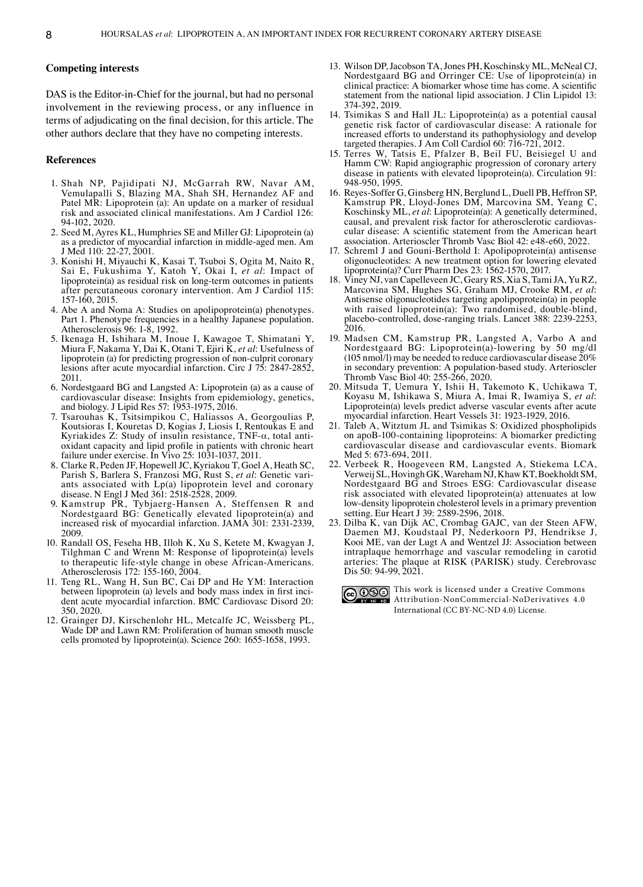## Competing interests

DAS is the Editor-in-Chief for the journal, but had no personal involvement in the reviewing process, or any influence in terms of adjudicating on the final decision, for this article. The other authors declare that they have no competing interests.

## References

1. Shah NP, Pajidipati NJ, McGarrah RW, Navar AM, Vemulapalli S, Blazing MA, Shah SH, Hernandez AF and Patel MR: Lipoprotein (a): An update on a marker of residual risk and associated clinical manifestations. Am J Cardiol 126: 94-102, 2020.
2. Seed M, Ayres KL, Humphries SE and Miller GJ: Lipoprotein (a) as a predictor of myocardial infarction in middle-aged men. Am J Med 110: 22-27, 2001.
3. Konishi H, Miyauchi K, Kasai T, Tsuboi S, Ogita M, Naito R, Sai E, Fukushima Y, Katoh Y, Okai I, *et al*: Impact of lipoprotein(a) as residual risk on long-term outcomes in patients after percutaneous coronary intervention. Am J Cardiol 115: 157-160, 2015.
4. Abe A and Noma A: Studies on apolipoprotein(a) phenotypes. Part 1. Phenotype frequencies in a healthy Japanese population. Atherosclerosis 96: 1-8, 1992.
5. Ikenaga H, Ishihara M, Inoue I, Kawagoe T, Shimatani Y, Miura F, Nakama Y, Dai K, Otani T, Ejiri K, *et al*: Usefulness of lipoprotein (a) for predicting progression of non-culprit coronary lesions after acute myocardial infarction. Circ J 75: 2847-2852, 2011.
6. Nordestgaard BG and Langsted A: Lipoprotein (a) as a cause of cardiovascular disease: Insights from epidemiology, genetics, and biology. J Lipid Res 57: 1953-1975, 2016.
7. Tsarouhas K, Tsitsimpikou C, Haliassos A, Georgoulias P, Koutsioras I, Kouretas D, Kogias J, Liosis I, Rentoukas E and Kyriakides Z: Study of insulin resistance, TNF-α, total antioxidant capacity and lipid profile in patients with chronic heart failure under exercise. In Vivo 25: 1031-1037, 2011.
8. Clarke R, Peden JF, Hopewell JC, Kyriakou T, Goel A, Heath SC, Parish S, Barlera S, Franzosi MG, Rust S, *et al*: Genetic variants associated with Lp(a) lipoprotein level and coronary disease. N Engl J Med 361: 2518-2528, 2009.
9. Kamstrup PR, Tybjaerg-Hansen A, Steffensen R and Nordestgaard BG: Genetically elevated lipoprotein(a) and increased risk of myocardial infarction. JAMA 301: 2331-2339, 2009.
10. Randall OS, Feseha HB, Illoh K, Xu S, Ketete M, Kwagyan J, Tilghman C and Wrenn M: Response of lipoprotein(a) levels to therapeutic life-style change in obese African-Americans. Atherosclerosis 172: 155-160, 2004.
11. Teng RL, Wang H, Sun BC, Cai DP and He YM: Interaction between lipoprotein (a) levels and body mass index in first incident acute myocardial infarction. BMC Cardiovasc Disord 20: 350, 2020.
12. Grainger DJ, Kirschenlohr HL, Metcalfe JC, Weissberg PL, Wade DP and Lawn RM: Proliferation of human smooth muscle cells promoted by lipoprotein(a). Science 260: 1655-1658, 1993.
13. Wilson DP, Jacobson TA, Jones PH, Koschinsky ML, McNeal CJ, Nordestgaard BG and Orringer CE: Use of lipoprotein(a) in clinical practice: A biomarker whose time has come. A scientific statement from the national lipid association. J Clin Lipidol 13: 374-392, 2019.
14. Tsimikas S and Hall JL: Lipoprotein(a) as a potential causal genetic risk factor of cardiovascular disease: A rationale for increased efforts to understand its pathophysiology and develop targeted therapies. J Am Coll Cardiol 60: 716-721, 2012.
15. Terres W, Tatsis E, Pfalzer B, Beil FU, Beisiegel U and Hamm CW: Rapid angiographic progression of coronary artery disease in patients with elevated lipoprotein(a). Circulation 91: 948-950, 1995.
16. Reyes-Soffer G, Ginsberg HN, Berglund L, Duell PB, Heffron SP, Kamstrup PR, Lloyd-Jones DM, Marcovina SM, Yeang C, Koschinsky ML, *et al*: Lipoprotein(a): A genetically determined, causal, and prevalent risk factor for atherosclerotic cardiovascular disease: A scientific statement from the American heart association. Arterioscler Thromb Vasc Biol 42: e48-e60, 2022.
17. Schreml J and Gouni-Berthold I: Apolipoprotein(a) antisense oligonucleotides: A new treatment option for lowering elevated lipoprotein(a)? Curr Pharm Des 23: 1562-1570, 2017.
18. Viney NJ, van Capelleveen JC, Geary RS, Xia S, Tami JA, Yu RZ, Marcovina SM, Hughes SG, Graham MJ, Crooke RM, *et al*: Antisense oligonucleotides targeting apolipoprotein(a) in people with raised lipoprotein(a): Two randomised, double-blind, placebo-controlled, dose-ranging trials. Lancet 388: 2239-2253, 2016.
19. Madsen CM, Kamstrup PR, Langsted A, Varbo A and Nordestgaard BG: Lipoprotein(a)-lowering by 50 mg/dl (105 nmol/l) may be needed to reduce cardiovascular disease 20% in secondary prevention: A population-based study. Arterioscler Thromb Vasc Biol 40: 255-266, 2020.
20. Mitsuda T, Uemura Y, Ishii H, Takemoto K, Uchikawa T, Koyasu M, Ishikawa S, Miura A, Imai R, Iwamiya S, *et al*: Lipoprotein(a) levels predict adverse vascular events after acute myocardial infarction. Heart Vessels 31: 1923-1929, 2016.
21. Taleb A, Witztum JL and Tsimikas S: Oxidized phospholipids on apoB-100-containing lipoproteins: A biomarker predicting cardiovascular disease and cardiovascular events. Biomark Med 5: 673-694, 2011.
22. Verbeek R, Hoogeveen RM, Langsted A, Stiekema LCA, Verweij SL, Hovingh GK, Wareham NJ, Khaw KT, Boekholdt SM, Nordestgaard BG and Stroes ESG: Cardiovascular disease risk associated with elevated lipoprotein(a) attenuates at low low-density lipoprotein cholesterol levels in a primary prevention setting. Eur Heart J 39: 2589-2596, 2018.
23. Dilba K, van Dijk AC, Crombag GAJC, van der Steen AFW, Daemen MJ, Koudstaal PJ, Nederkoorn PJ, Hendrikse J, Kooi ME, van der Lugt A and Wentzel JJ: Association between intraplaque hemorrhage and vascular remodeling in carotid arteries: The plaque at RISK (PARISK) study. Cerebrovasc Dis 50: 94-99, 2021.

This work is licensed under a Creative Commons Attribution-NonCommercial-NoDerivatives 4.0 International (CC BY-NC-ND 4.0) License.